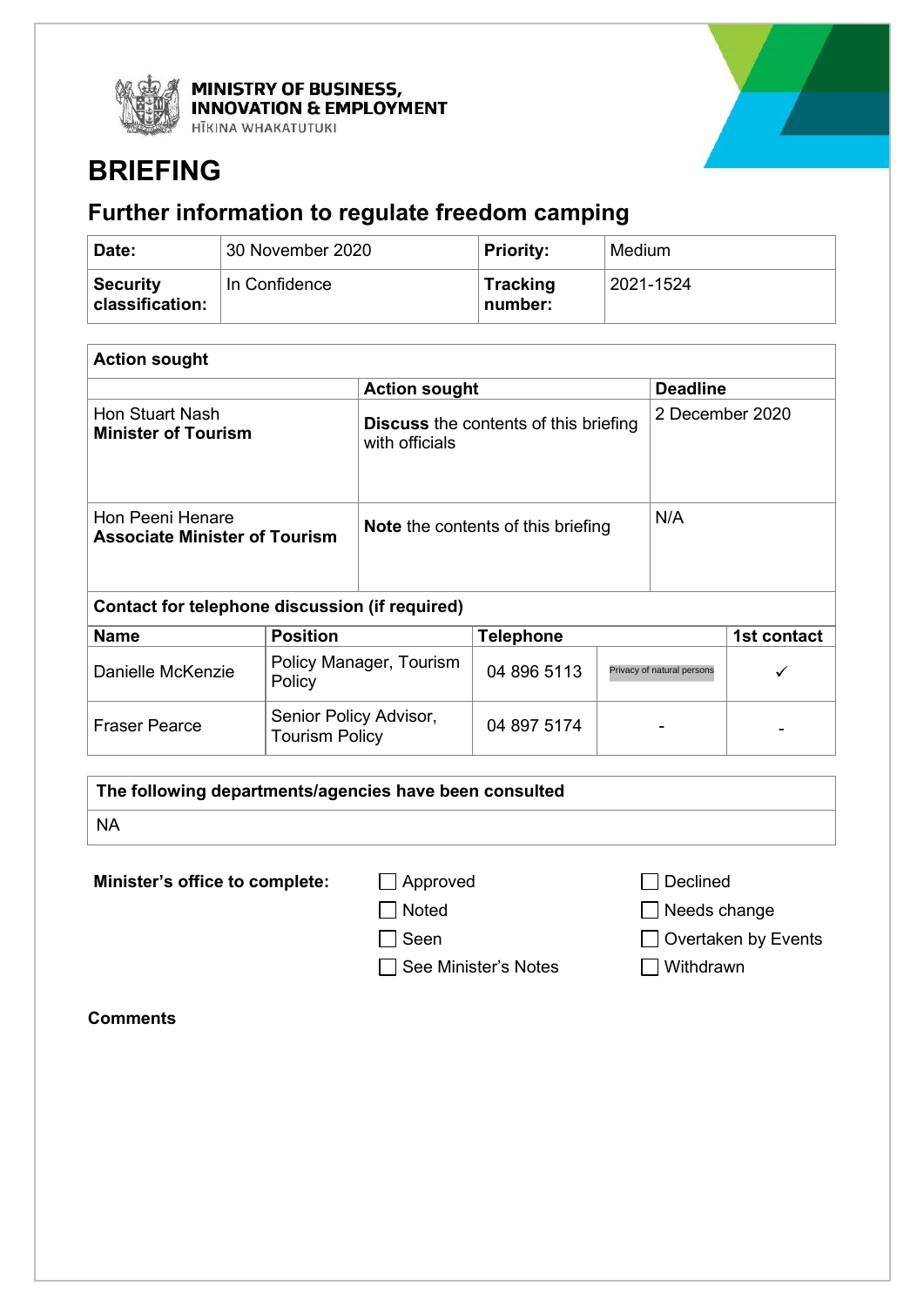MINISTRY OF BUSINESS, INNOVATION & EMPLOYMENT
HĪKINA WHAKATUTUKI

# BRIEFING

## Further information to regulate freedom camping

| **Date:** | 30 November 2020 | **Priority:** | Medium |
|---|---|---|---|
| **Security classification:** | In Confidence | **Tracking number:** | 2021-1524 |

| **Action sought** | | |
|---|---|---|
| | **Action sought** | **Deadline** |
| Hon Stuart Nash<br>**Minister of Tourism** | **Discuss** the contents of this briefing with officials | 2 December 2020 |
| Hon Peeni Henare<br>**Associate Minister of Tourism** | **Note** the contents of this briefing | N/A |

**Contact for telephone discussion (if required)**

| **Name** | **Position** | **Telephone** | | **1st contact** |
|---|---|---|---|---|
| Danielle McKenzie | Policy Manager, Tourism Policy | 04 896 5113 | Privacy of natural persons | ✓ |
| Fraser Pearce | Senior Policy Advisor, Tourism Policy | 04 897 5174 | - | - |

| **The following departments/agencies have been consulted** |
|---|
| NA |

**Minister's office to complete:**

☐ Approved
☐ Noted
☐ Seen
☐ See Minister's Notes
☐ Declined
☐ Needs change
☐ Overtaken by Events
☐ Withdrawn

**Comments**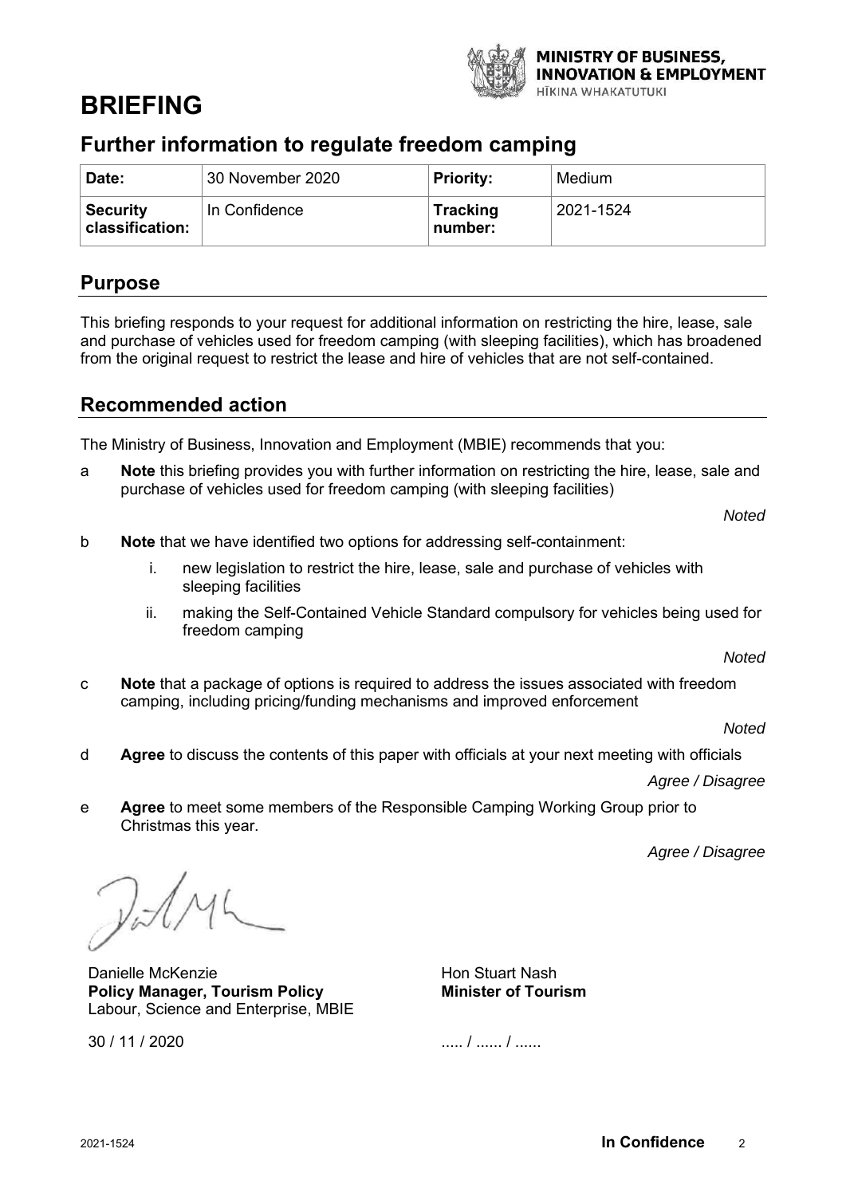# BRIEFING

## Further information to regulate freedom camping

| Date: | 30 November 2020 | Priority: | Medium |
|---|---|---|---|
| Security classification: | In Confidence | Tracking number: | 2021-1524 |

## Purpose

This briefing responds to your request for additional information on restricting the hire, lease, sale and purchase of vehicles used for freedom camping (with sleeping facilities), which has broadened from the original request to restrict the lease and hire of vehicles that are not self-contained.

## Recommended action

The Ministry of Business, Innovation and Employment (MBIE) recommends that you:

a **Note** this briefing provides you with further information on restricting the hire, lease, sale and purchase of vehicles used for freedom camping (with sleeping facilities)

*Noted*

b **Note** that we have identified two options for addressing self-containment:

i. new legislation to restrict the hire, lease, sale and purchase of vehicles with sleeping facilities

ii. making the Self-Contained Vehicle Standard compulsory for vehicles being used for freedom camping

*Noted*

c **Note** that a package of options is required to address the issues associated with freedom camping, including pricing/funding mechanisms and improved enforcement

*Noted*

d **Agree** to discuss the contents of this paper with officials at your next meeting with officials

*Agree / Disagree*

e **Agree** to meet some members of the Responsible Camping Working Group prior to Christmas this year.

*Agree / Disagree*

Danielle McKenzie
**Policy Manager, Tourism Policy**
Labour, Science and Enterprise, MBIE

30 / 11 / 2020

Hon Stuart Nash
**Minister of Tourism**

..... / ...... / ......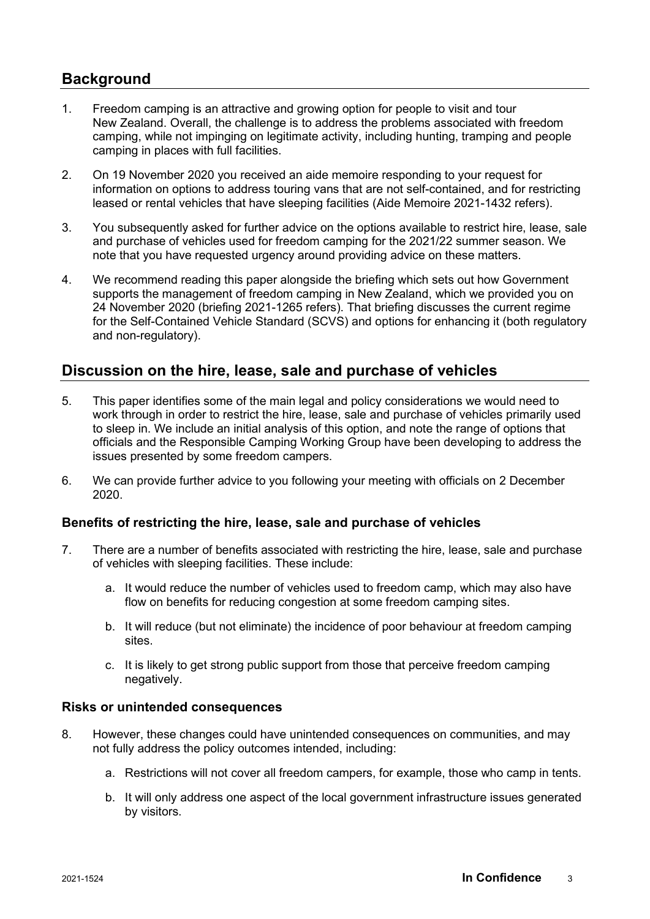## Background

1. Freedom camping is an attractive and growing option for people to visit and tour New Zealand. Overall, the challenge is to address the problems associated with freedom camping, while not impinging on legitimate activity, including hunting, tramping and people camping in places with full facilities.

2. On 19 November 2020 you received an aide memoire responding to your request for information on options to address touring vans that are not self-contained, and for restricting leased or rental vehicles that have sleeping facilities (Aide Memoire 2021-1432 refers).

3. You subsequently asked for further advice on the options available to restrict hire, lease, sale and purchase of vehicles used for freedom camping for the 2021/22 summer season. We note that you have requested urgency around providing advice on these matters.

4. We recommend reading this paper alongside the briefing which sets out how Government supports the management of freedom camping in New Zealand, which we provided you on 24 November 2020 (briefing 2021-1265 refers). That briefing discusses the current regime for the Self-Contained Vehicle Standard (SCVS) and options for enhancing it (both regulatory and non-regulatory).

## Discussion on the hire, lease, sale and purchase of vehicles

5. This paper identifies some of the main legal and policy considerations we would need to work through in order to restrict the hire, lease, sale and purchase of vehicles primarily used to sleep in. We include an initial analysis of this option, and note the range of options that officials and the Responsible Camping Working Group have been developing to address the issues presented by some freedom campers.

6. We can provide further advice to you following your meeting with officials on 2 December 2020.

### Benefits of restricting the hire, lease, sale and purchase of vehicles

7. There are a number of benefits associated with restricting the hire, lease, sale and purchase of vehicles with sleeping facilities. These include:

   a. It would reduce the number of vehicles used to freedom camp, which may also have flow on benefits for reducing congestion at some freedom camping sites.

   b. It will reduce (but not eliminate) the incidence of poor behaviour at freedom camping sites.

   c. It is likely to get strong public support from those that perceive freedom camping negatively.

### Risks or unintended consequences

8. However, these changes could have unintended consequences on communities, and may not fully address the policy outcomes intended, including:

   a. Restrictions will not cover all freedom campers, for example, those who camp in tents.

   b. It will only address one aspect of the local government infrastructure issues generated by visitors.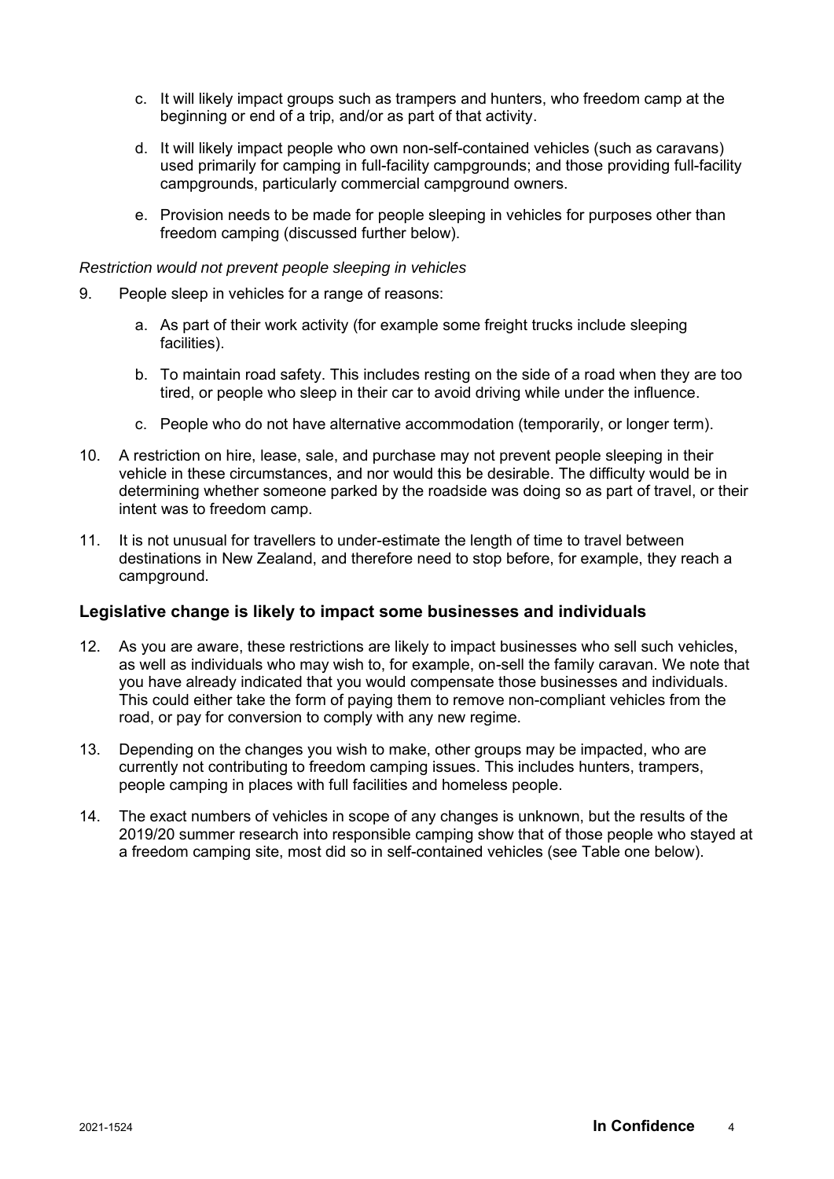c. It will likely impact groups such as trampers and hunters, who freedom camp at the beginning or end of a trip, and/or as part of that activity.

d. It will likely impact people who own non-self-contained vehicles (such as caravans) used primarily for camping in full-facility campgrounds; and those providing full-facility campgrounds, particularly commercial campground owners.

e. Provision needs to be made for people sleeping in vehicles for purposes other than freedom camping (discussed further below).

*Restriction would not prevent people sleeping in vehicles*

9. People sleep in vehicles for a range of reasons:

   a. As part of their work activity (for example some freight trucks include sleeping facilities).

   b. To maintain road safety. This includes resting on the side of a road when they are too tired, or people who sleep in their car to avoid driving while under the influence.

   c. People who do not have alternative accommodation (temporarily, or longer term).

10. A restriction on hire, lease, sale, and purchase may not prevent people sleeping in their vehicle in these circumstances, and nor would this be desirable. The difficulty would be in determining whether someone parked by the roadside was doing so as part of travel, or their intent was to freedom camp.

11. It is not unusual for travellers to under-estimate the length of time to travel between destinations in New Zealand, and therefore need to stop before, for example, they reach a campground.

## Legislative change is likely to impact some businesses and individuals

12. As you are aware, these restrictions are likely to impact businesses who sell such vehicles, as well as individuals who may wish to, for example, on-sell the family caravan. We note that you have already indicated that you would compensate those businesses and individuals. This could either take the form of paying them to remove non-compliant vehicles from the road, or pay for conversion to comply with any new regime.

13. Depending on the changes you wish to make, other groups may be impacted, who are currently not contributing to freedom camping issues. This includes hunters, trampers, people camping in places with full facilities and homeless people.

14. The exact numbers of vehicles in scope of any changes is unknown, but the results of the 2019/20 summer research into responsible camping show that of those people who stayed at a freedom camping site, most did so in self-contained vehicles (see Table one below).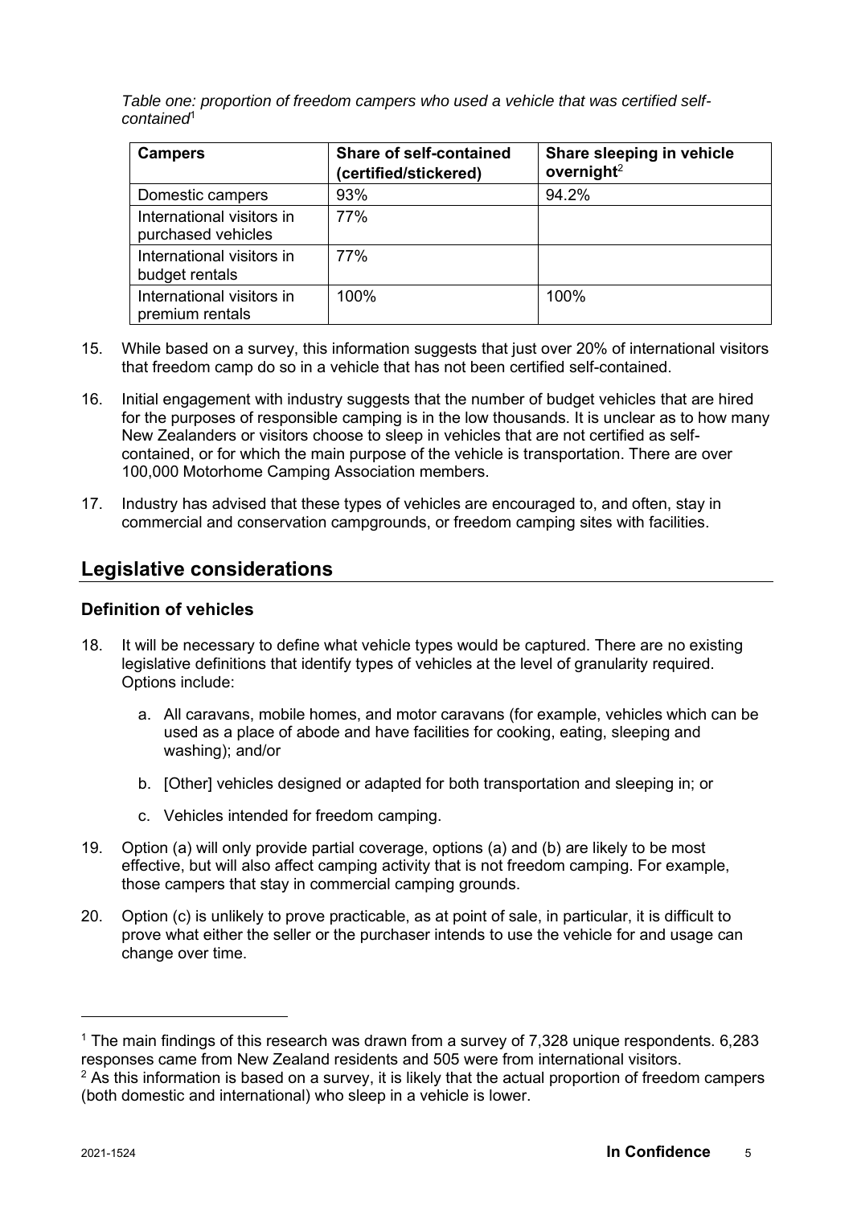*Table one: proportion of freedom campers who used a vehicle that was certified self-contained*[1]

| Campers | Share of self-contained (certified/stickered) | Share sleeping in vehicle overnight[2] |
|---|---|---|
| Domestic campers | 93% | 94.2% |
| International visitors in purchased vehicles | 77% | |
| International visitors in budget rentals | 77% | |
| International visitors in premium rentals | 100% | 100% |

15. While based on a survey, this information suggests that just over 20% of international visitors that freedom camp do so in a vehicle that has not been certified self-contained.

16. Initial engagement with industry suggests that the number of budget vehicles that are hired for the purposes of responsible camping is in the low thousands. It is unclear as to how many New Zealanders or visitors choose to sleep in vehicles that are not certified as self-contained, or for which the main purpose of the vehicle is transportation. There are over 100,000 Motorhome Camping Association members.

17. Industry has advised that these types of vehicles are encouraged to, and often, stay in commercial and conservation campgrounds, or freedom camping sites with facilities.

## Legislative considerations

### Definition of vehicles

18. It will be necessary to define what vehicle types would be captured. There are no existing legislative definitions that identify types of vehicles at the level of granularity required. Options include:

    a. All caravans, mobile homes, and motor caravans (for example, vehicles which can be used as a place of abode and have facilities for cooking, eating, sleeping and washing); and/or

    b. [Other] vehicles designed or adapted for both transportation and sleeping in; or

    c. Vehicles intended for freedom camping.

19. Option (a) will only provide partial coverage, options (a) and (b) are likely to be most effective, but will also affect camping activity that is not freedom camping. For example, those campers that stay in commercial camping grounds.

20. Option (c) is unlikely to prove practicable, as at point of sale, in particular, it is difficult to prove what either the seller or the purchaser intends to use the vehicle for and usage can change over time.

[1] The main findings of this research was drawn from a survey of 7,328 unique respondents. 6,283 responses came from New Zealand residents and 505 were from international visitors.

[2] As this information is based on a survey, it is likely that the actual proportion of freedom campers (both domestic and international) who sleep in a vehicle is lower.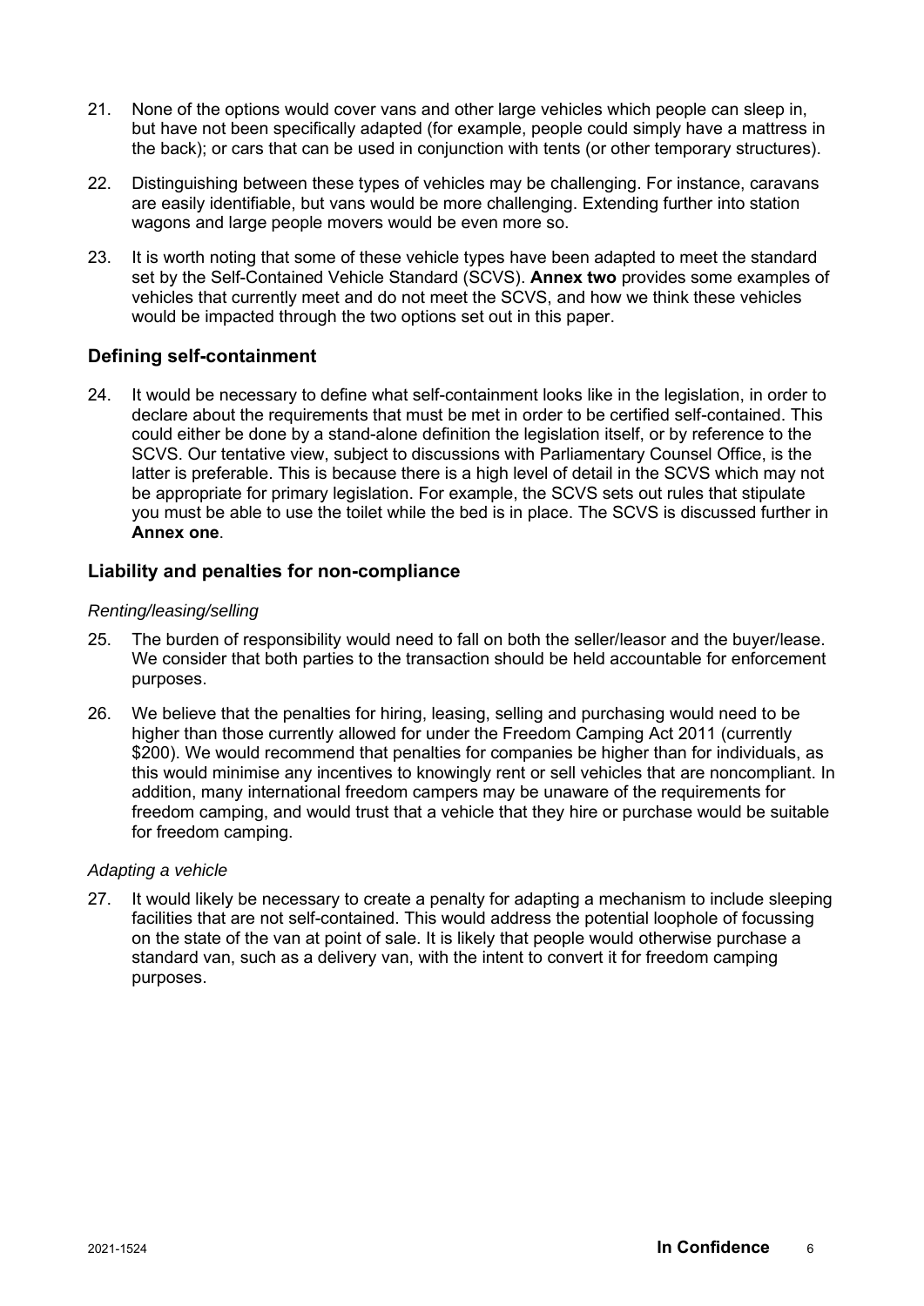21. None of the options would cover vans and other large vehicles which people can sleep in, but have not been specifically adapted (for example, people could simply have a mattress in the back); or cars that can be used in conjunction with tents (or other temporary structures).

22. Distinguishing between these types of vehicles may be challenging. For instance, caravans are easily identifiable, but vans would be more challenging. Extending further into station wagons and large people movers would be even more so.

23. It is worth noting that some of these vehicle types have been adapted to meet the standard set by the Self-Contained Vehicle Standard (SCVS). **Annex two** provides some examples of vehicles that currently meet and do not meet the SCVS, and how we think these vehicles would be impacted through the two options set out in this paper.

## Defining self-containment

24. It would be necessary to define what self-containment looks like in the legislation, in order to declare about the requirements that must be met in order to be certified self-contained. This could either be done by a stand-alone definition the legislation itself, or by reference to the SCVS. Our tentative view, subject to discussions with Parliamentary Counsel Office, is the latter is preferable. This is because there is a high level of detail in the SCVS which may not be appropriate for primary legislation. For example, the SCVS sets out rules that stipulate you must be able to use the toilet while the bed is in place. The SCVS is discussed further in **Annex one**.

## Liability and penalties for non-compliance

*Renting/leasing/selling*

25. The burden of responsibility would need to fall on both the seller/leasor and the buyer/lease. We consider that both parties to the transaction should be held accountable for enforcement purposes.

26. We believe that the penalties for hiring, leasing, selling and purchasing would need to be higher than those currently allowed for under the Freedom Camping Act 2011 (currently $200). We would recommend that penalties for companies be higher than for individuals, as this would minimise any incentives to knowingly rent or sell vehicles that are noncompliant. In addition, many international freedom campers may be unaware of the requirements for freedom camping, and would trust that a vehicle that they hire or purchase would be suitable for freedom camping.

*Adapting a vehicle*

27. It would likely be necessary to create a penalty for adapting a mechanism to include sleeping facilities that are not self-contained. This would address the potential loophole of focussing on the state of the van at point of sale. It is likely that people would otherwise purchase a standard van, such as a delivery van, with the intent to convert it for freedom camping purposes.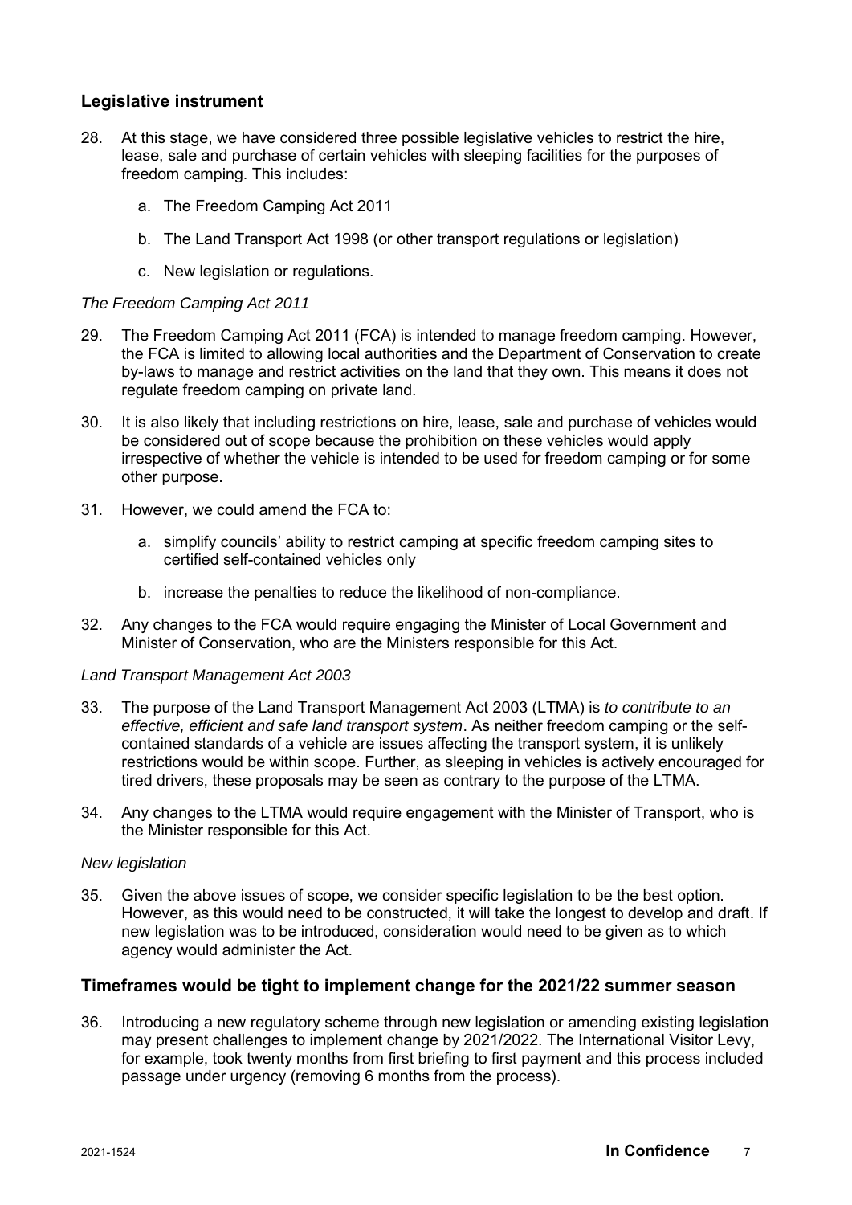## Legislative instrument

28. At this stage, we have considered three possible legislative vehicles to restrict the hire, lease, sale and purchase of certain vehicles with sleeping facilities for the purposes of freedom camping. This includes:

    a. The Freedom Camping Act 2011

    b. The Land Transport Act 1998 (or other transport regulations or legislation)

    c. New legislation or regulations.

*The Freedom Camping Act 2011*

29. The Freedom Camping Act 2011 (FCA) is intended to manage freedom camping. However, the FCA is limited to allowing local authorities and the Department of Conservation to create by-laws to manage and restrict activities on the land that they own. This means it does not regulate freedom camping on private land.

30. It is also likely that including restrictions on hire, lease, sale and purchase of vehicles would be considered out of scope because the prohibition on these vehicles would apply irrespective of whether the vehicle is intended to be used for freedom camping or for some other purpose.

31. However, we could amend the FCA to:

    a. simplify councils' ability to restrict camping at specific freedom camping sites to certified self-contained vehicles only

    b. increase the penalties to reduce the likelihood of non-compliance.

32. Any changes to the FCA would require engaging the Minister of Local Government and Minister of Conservation, who are the Ministers responsible for this Act.

*Land Transport Management Act 2003*

33. The purpose of the Land Transport Management Act 2003 (LTMA) is *to contribute to an effective, efficient and safe land transport system*. As neither freedom camping or the self-contained standards of a vehicle are issues affecting the transport system, it is unlikely restrictions would be within scope. Further, as sleeping in vehicles is actively encouraged for tired drivers, these proposals may be seen as contrary to the purpose of the LTMA.

34. Any changes to the LTMA would require engagement with the Minister of Transport, who is the Minister responsible for this Act.

*New legislation*

35. Given the above issues of scope, we consider specific legislation to be the best option. However, as this would need to be constructed, it will take the longest to develop and draft. If new legislation was to be introduced, consideration would need to be given as to which agency would administer the Act.

## Timeframes would be tight to implement change for the 2021/22 summer season

36. Introducing a new regulatory scheme through new legislation or amending existing legislation may present challenges to implement change by 2021/2022. The International Visitor Levy, for example, took twenty months from first briefing to first payment and this process included passage under urgency (removing 6 months from the process).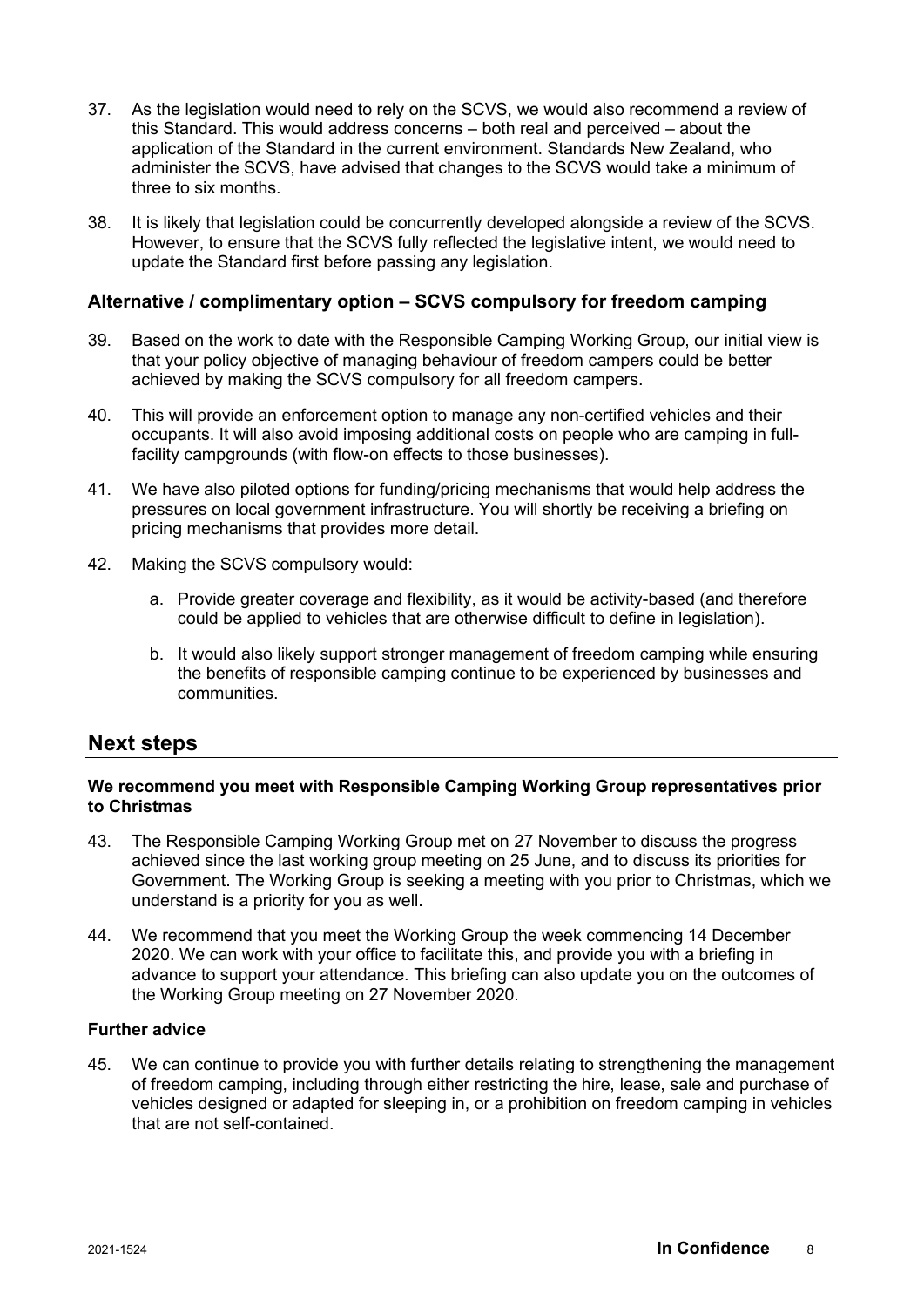37. As the legislation would need to rely on the SCVS, we would also recommend a review of this Standard. This would address concerns – both real and perceived – about the application of the Standard in the current environment. Standards New Zealand, who administer the SCVS, have advised that changes to the SCVS would take a minimum of three to six months.

38. It is likely that legislation could be concurrently developed alongside a review of the SCVS. However, to ensure that the SCVS fully reflected the legislative intent, we would need to update the Standard first before passing any legislation.

### Alternative / complimentary option – SCVS compulsory for freedom camping

39. Based on the work to date with the Responsible Camping Working Group, our initial view is that your policy objective of managing behaviour of freedom campers could be better achieved by making the SCVS compulsory for all freedom campers.

40. This will provide an enforcement option to manage any non-certified vehicles and their occupants. It will also avoid imposing additional costs on people who are camping in full-facility campgrounds (with flow-on effects to those businesses).

41. We have also piloted options for funding/pricing mechanisms that would help address the pressures on local government infrastructure. You will shortly be receiving a briefing on pricing mechanisms that provides more detail.

42. Making the SCVS compulsory would:

    a. Provide greater coverage and flexibility, as it would be activity-based (and therefore could be applied to vehicles that are otherwise difficult to define in legislation).

    b. It would also likely support stronger management of freedom camping while ensuring the benefits of responsible camping continue to be experienced by businesses and communities.

## Next steps

**We recommend you meet with Responsible Camping Working Group representatives prior to Christmas**

43. The Responsible Camping Working Group met on 27 November to discuss the progress achieved since the last working group meeting on 25 June, and to discuss its priorities for Government. The Working Group is seeking a meeting with you prior to Christmas, which we understand is a priority for you as well.

44. We recommend that you meet the Working Group the week commencing 14 December 2020. We can work with your office to facilitate this, and provide you with a briefing in advance to support your attendance. This briefing can also update you on the outcomes of the Working Group meeting on 27 November 2020.

**Further advice**

45. We can continue to provide you with further details relating to strengthening the management of freedom camping, including through either restricting the hire, lease, sale and purchase of vehicles designed or adapted for sleeping in, or a prohibition on freedom camping in vehicles that are not self-contained.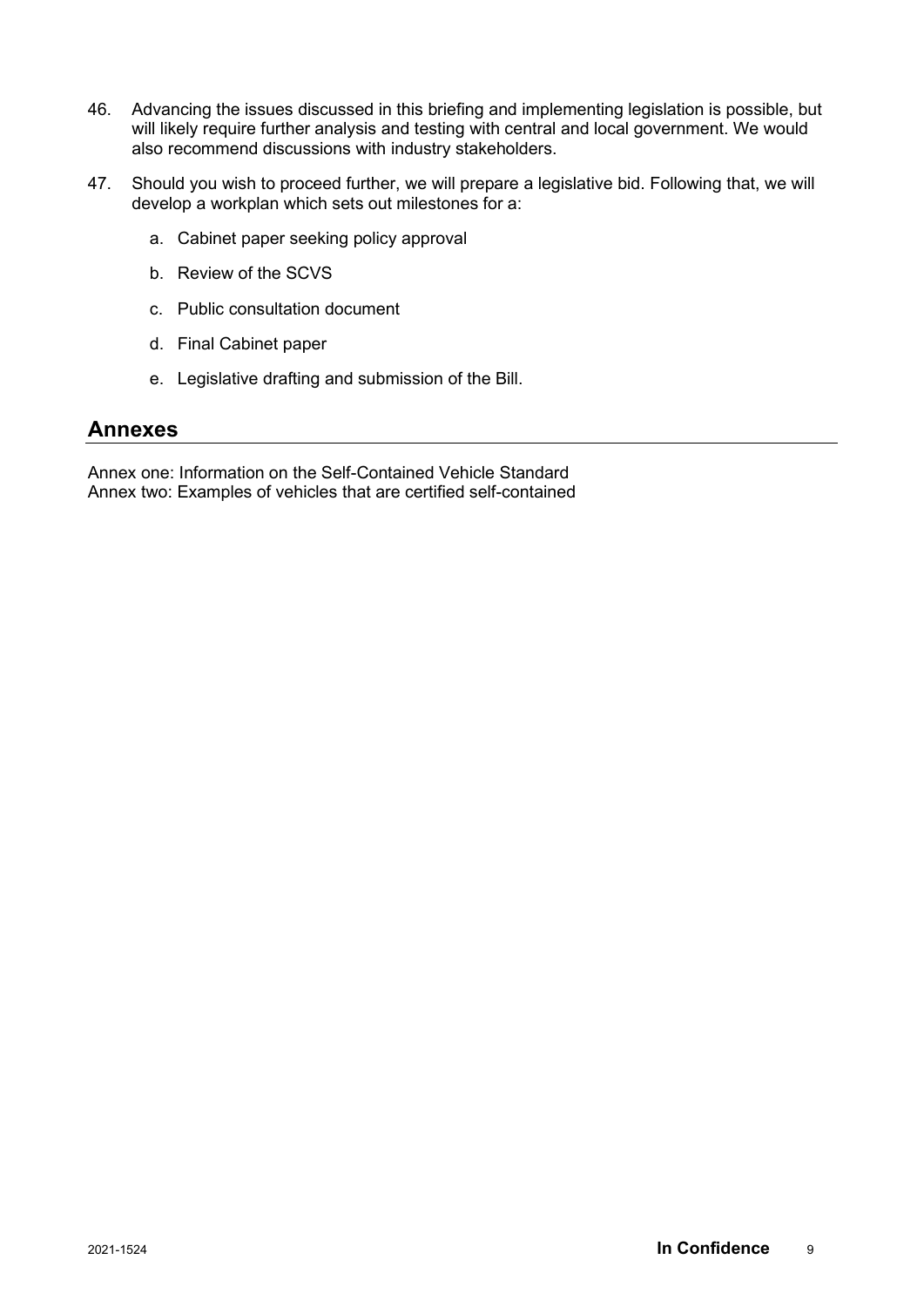46. Advancing the issues discussed in this briefing and implementing legislation is possible, but will likely require further analysis and testing with central and local government. We would also recommend discussions with industry stakeholders.

47. Should you wish to proceed further, we will prepare a legislative bid. Following that, we will develop a workplan which sets out milestones for a:

    a. Cabinet paper seeking policy approval

    b. Review of the SCVS

    c. Public consultation document

    d. Final Cabinet paper

    e. Legislative drafting and submission of the Bill.

## Annexes

Annex one: Information on the Self-Contained Vehicle Standard
Annex two: Examples of vehicles that are certified self-contained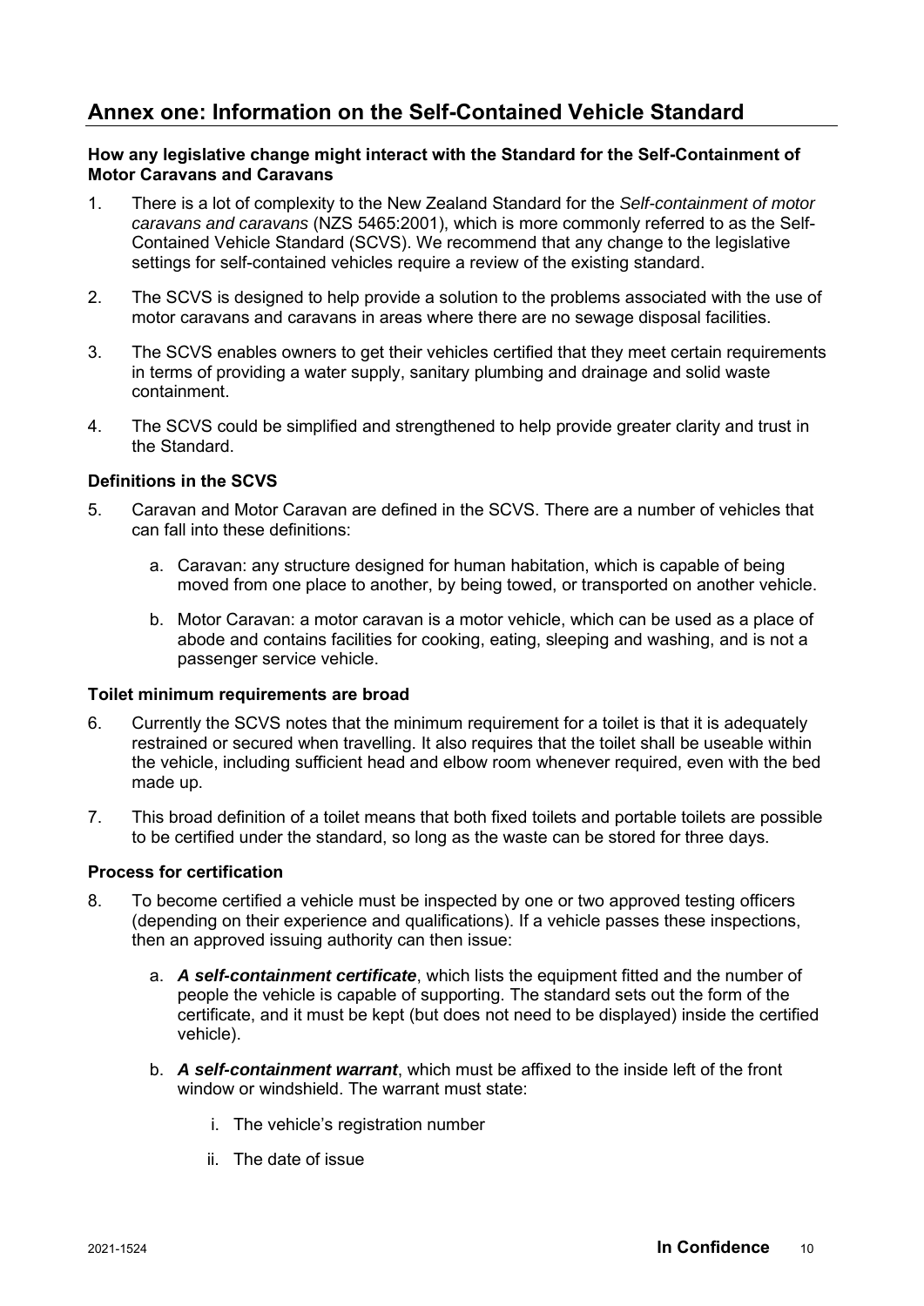## Annex one: Information on the Self-Contained Vehicle Standard

**How any legislative change might interact with the Standard for the Self-Containment of Motor Caravans and Caravans**

1. There is a lot of complexity to the New Zealand Standard for the *Self-containment of motor caravans and caravans* (NZS 5465:2001), which is more commonly referred to as the Self-Contained Vehicle Standard (SCVS). We recommend that any change to the legislative settings for self-contained vehicles require a review of the existing standard.

2. The SCVS is designed to help provide a solution to the problems associated with the use of motor caravans and caravans in areas where there are no sewage disposal facilities.

3. The SCVS enables owners to get their vehicles certified that they meet certain requirements in terms of providing a water supply, sanitary plumbing and drainage and solid waste containment.

4. The SCVS could be simplified and strengthened to help provide greater clarity and trust in the Standard.

**Definitions in the SCVS**

5. Caravan and Motor Caravan are defined in the SCVS. There are a number of vehicles that can fall into these definitions:

   a. Caravan: any structure designed for human habitation, which is capable of being moved from one place to another, by being towed, or transported on another vehicle.

   b. Motor Caravan: a motor caravan is a motor vehicle, which can be used as a place of abode and contains facilities for cooking, eating, sleeping and washing, and is not a passenger service vehicle.

**Toilet minimum requirements are broad**

6. Currently the SCVS notes that the minimum requirement for a toilet is that it is adequately restrained or secured when travelling. It also requires that the toilet shall be useable within the vehicle, including sufficient head and elbow room whenever required, even with the bed made up.

7. This broad definition of a toilet means that both fixed toilets and portable toilets are possible to be certified under the standard, so long as the waste can be stored for three days.

**Process for certification**

8. To become certified a vehicle must be inspected by one or two approved testing officers (depending on their experience and qualifications). If a vehicle passes these inspections, then an approved issuing authority can then issue:

   a. ***A self-containment certificate***, which lists the equipment fitted and the number of people the vehicle is capable of supporting. The standard sets out the form of the certificate, and it must be kept (but does not need to be displayed) inside the certified vehicle).

   b. ***A self-containment warrant***, which must be affixed to the inside left of the front window or windshield. The warrant must state:

      i. The vehicle's registration number

      ii. The date of issue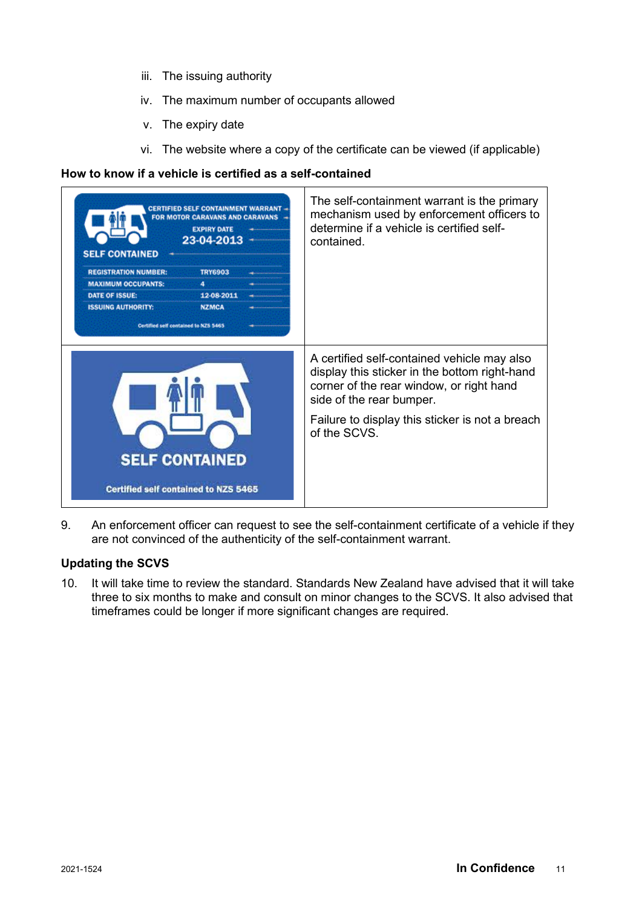iii. The issuing authority

iv. The maximum number of occupants allowed

v. The expiry date

vi. The website where a copy of the certificate can be viewed (if applicable)

**How to know if a vehicle is certified as a self-contained**

| | |
|---|---|
| CERTIFIED SELF CONTAINMENT WARRANT FOR MOTOR CARAVANS AND CARAVANS<br>EXPIRY DATE 23-04-2013<br>SELF CONTAINED<br>REGISTRATION NUMBER: TRY6903<br>MAXIMUM OCCUPANTS: 4<br>DATE OF ISSUE: 12-08-2011<br>ISSUING AUTHORITY: NZMCA<br>Certified self contained to NZS 5465 | The self-containment warrant is the primary mechanism used by enforcement officers to determine if a vehicle is certified self-contained. |
| SELF CONTAINED<br>Certified self contained to NZS 5465 | A certified self-contained vehicle may also display this sticker in the bottom right-hand corner of the rear window, or right hand side of the rear bumper.<br><br>Failure to display this sticker is not a breach of the SCVS. |

9. An enforcement officer can request to see the self-containment certificate of a vehicle if they are not convinced of the authenticity of the self-containment warrant.

**Updating the SCVS**

10. It will take time to review the standard. Standards New Zealand have advised that it will take three to six months to make and consult on minor changes to the SCVS. It also advised that timeframes could be longer if more significant changes are required.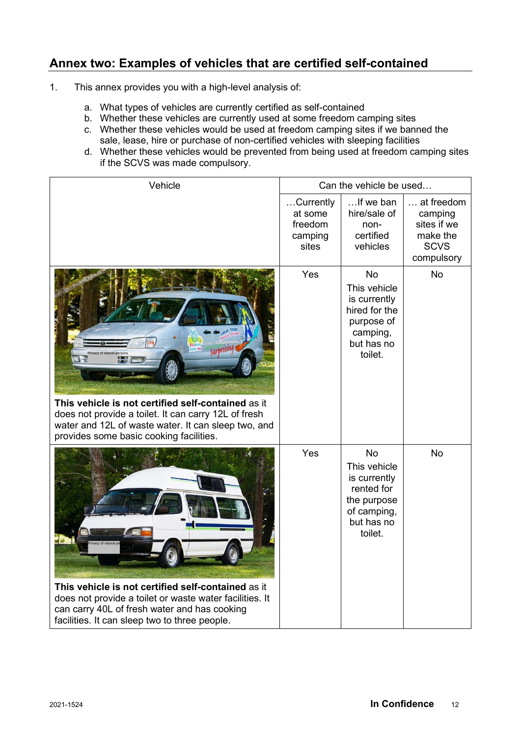## Annex two: Examples of vehicles that are certified self-contained

1. This annex provides you with a high-level analysis of:

   a. What types of vehicles are currently certified as self-contained
   b. Whether these vehicles are currently used at some freedom camping sites
   c. Whether these vehicles would be used at freedom camping sites if we banned the sale, lease, hire or purchase of non-certified vehicles with sleeping facilities
   d. Whether these vehicles would be prevented from being used at freedom camping sites if the SCVS was made compulsory.

| Vehicle | Can the vehicle be used… | | |
|---|---|---|---|
| | …Currently at some freedom camping sites | …If we ban hire/sale of non-certified vehicles | … at freedom camping sites if we make the SCVS compulsory |
| **This vehicle is not certified self-contained** as it does not provide a toilet. It can carry 12L of fresh water and 12L of waste water. It can sleep two, and provides some basic cooking facilities. | Yes | No<br>This vehicle is currently hired for the purpose of camping, but has no toilet. | No |
| **This vehicle is not certified self-contained** as it does not provide a toilet or waste water facilities. It can carry 40L of fresh water and has cooking facilities. It can sleep two to three people. | Yes | No<br>This vehicle is currently rented for the purpose of camping, but has no toilet. | No |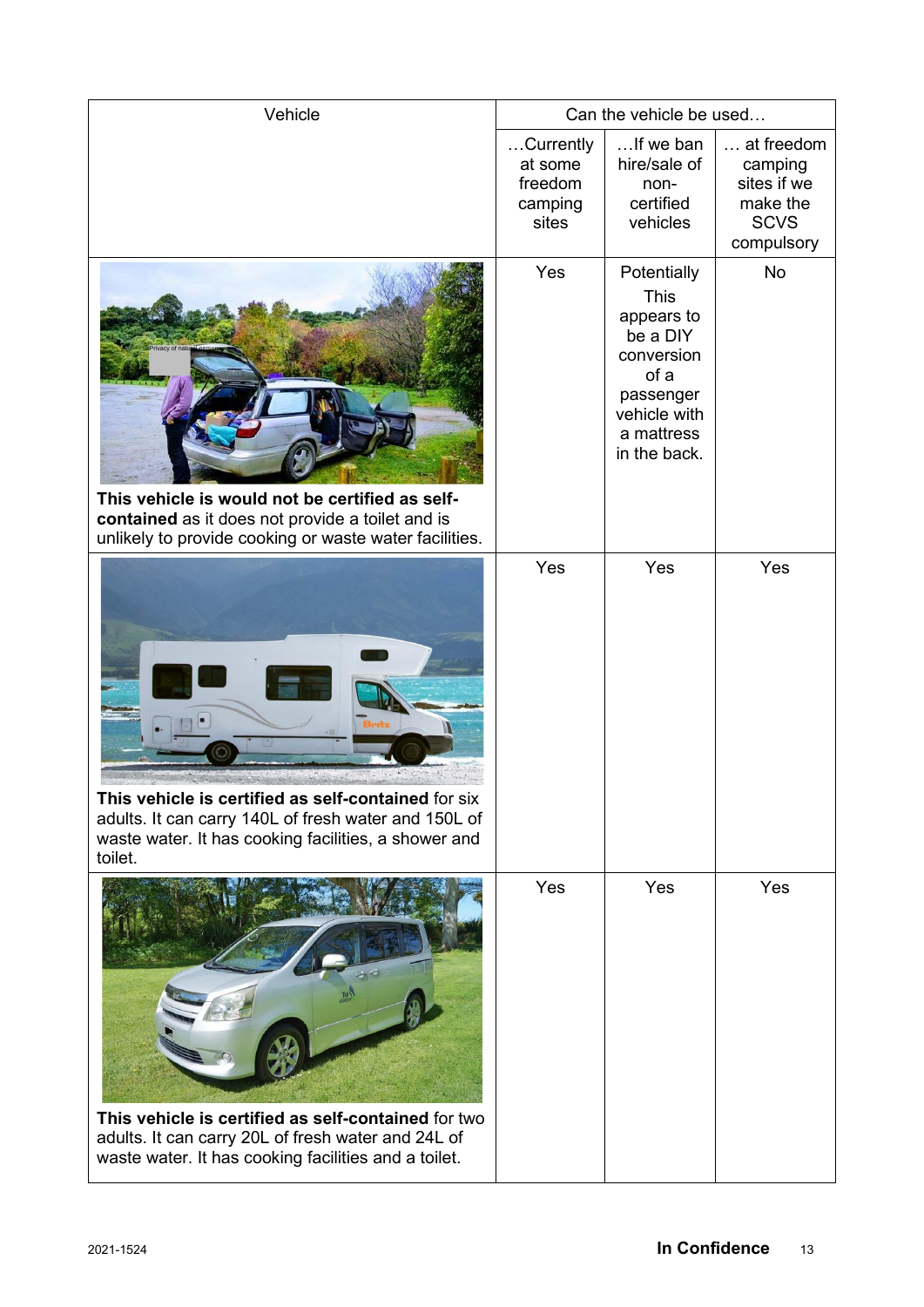| Vehicle | Can the vehicle be used… | | |
|---|---|---|---|
| | …Currently at some freedom camping sites | …If we ban hire/sale of non-certified vehicles | … at freedom camping sites if we make the SCVS compulsory |
| **This vehicle is would not be certified as self-contained** as it does not provide a toilet and is unlikely to provide cooking or waste water facilities. | Yes | Potentially This appears to be a DIY conversion of a passenger vehicle with a mattress in the back. | No |
| **This vehicle is certified as self-contained** for six adults. It can carry 140L of fresh water and 150L of waste water. It has cooking facilities, a shower and toilet. | Yes | Yes | Yes |
| **This vehicle is certified as self-contained** for two adults. It can carry 20L of fresh water and 24L of waste water. It has cooking facilities and a toilet. | Yes | Yes | Yes |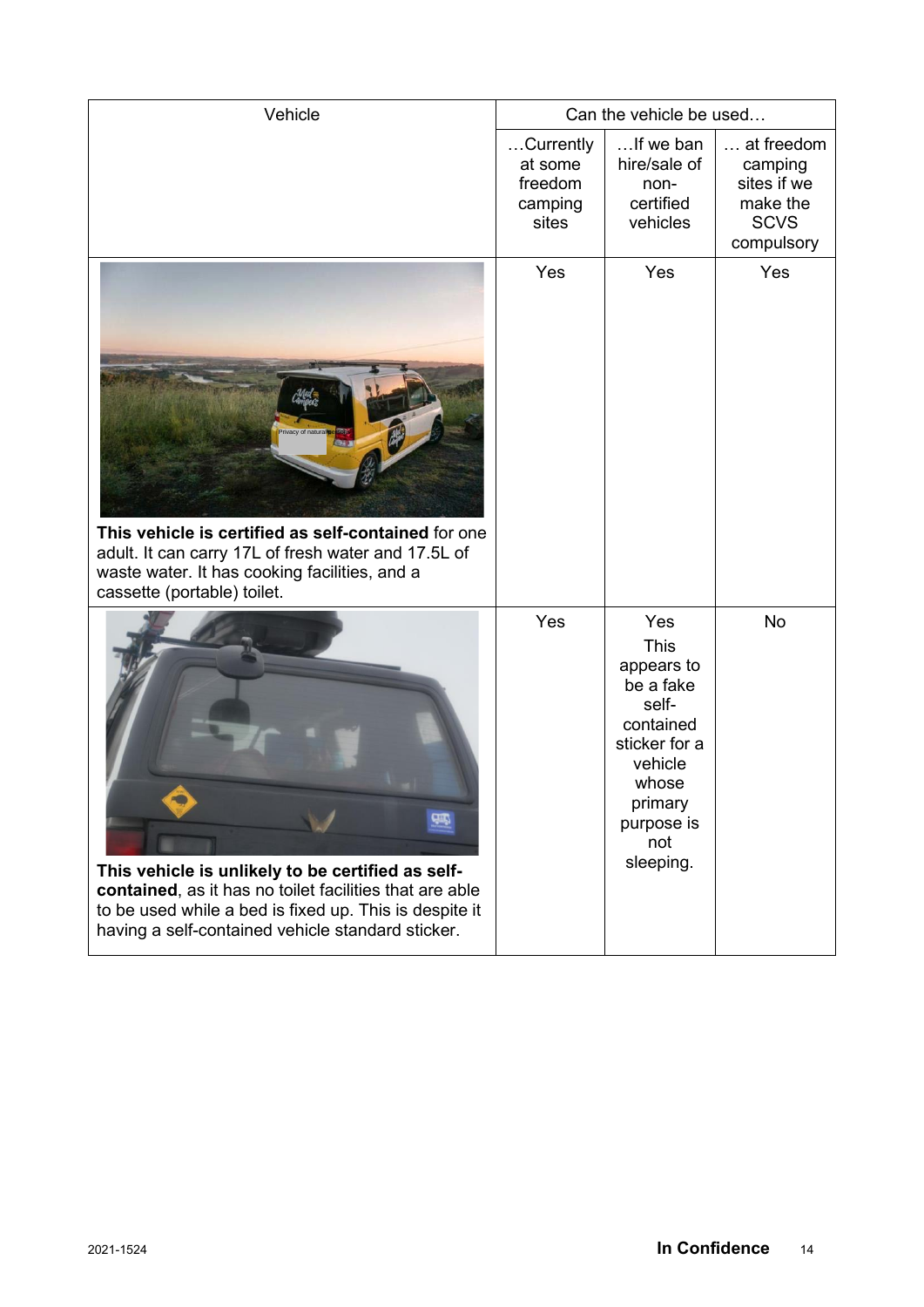| Vehicle | Can the vehicle be used… | | |
|---|---|---|---|
| | …Currently at some freedom camping sites | …If we ban hire/sale of non-certified vehicles | … at freedom camping sites if we make the SCVS compulsory |
| **This vehicle is certified as self-contained** for one adult. It can carry 17L of fresh water and 17.5L of waste water. It has cooking facilities, and a cassette (portable) toilet. | Yes | Yes | Yes |
| **This vehicle is unlikely to be certified as self-contained**, as it has no toilet facilities that are able to be used while a bed is fixed up. This is despite it having a self-contained vehicle standard sticker. | Yes | Yes This appears to be a fake self-contained sticker for a vehicle whose primary purpose is not sleeping. | No |

2021-1524

**In Confidence**